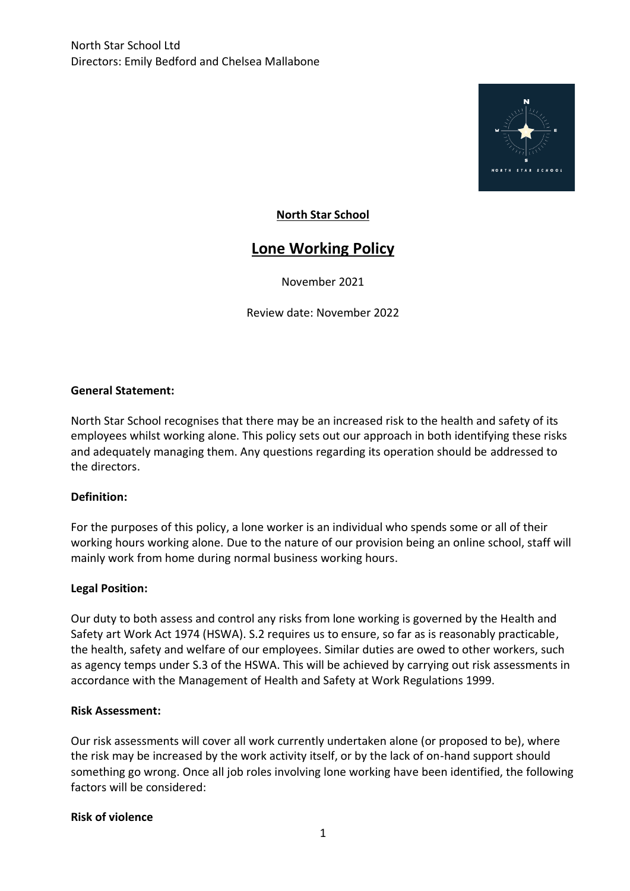North Star School Ltd
Directors: Emily Bedford and Chelsea Mallabone

**North Star School**

# Lone Working Policy

November 2021

Review date: November 2022

**General Statement:**

North Star School recognises that there may be an increased risk to the health and safety of its employees whilst working alone. This policy sets out our approach in both identifying these risks and adequately managing them. Any questions regarding its operation should be addressed to the directors.

**Definition:**

For the purposes of this policy, a lone worker is an individual who spends some or all of their working hours working alone. Due to the nature of our provision being an online school, staff will mainly work from home during normal business working hours.

**Legal Position:**

Our duty to both assess and control any risks from lone working is governed by the Health and Safety art Work Act 1974 (HSWA). S.2 requires us to ensure, so far as is reasonably practicable, the health, safety and welfare of our employees. Similar duties are owed to other workers, such as agency temps under S.3 of the HSWA. This will be achieved by carrying out risk assessments in accordance with the Management of Health and Safety at Work Regulations 1999.

**Risk Assessment:**

Our risk assessments will cover all work currently undertaken alone (or proposed to be), where the risk may be increased by the work activity itself, or by the lack of on-hand support should something go wrong. Once all job roles involving lone working have been identified, the following factors will be considered:

**Risk of violence**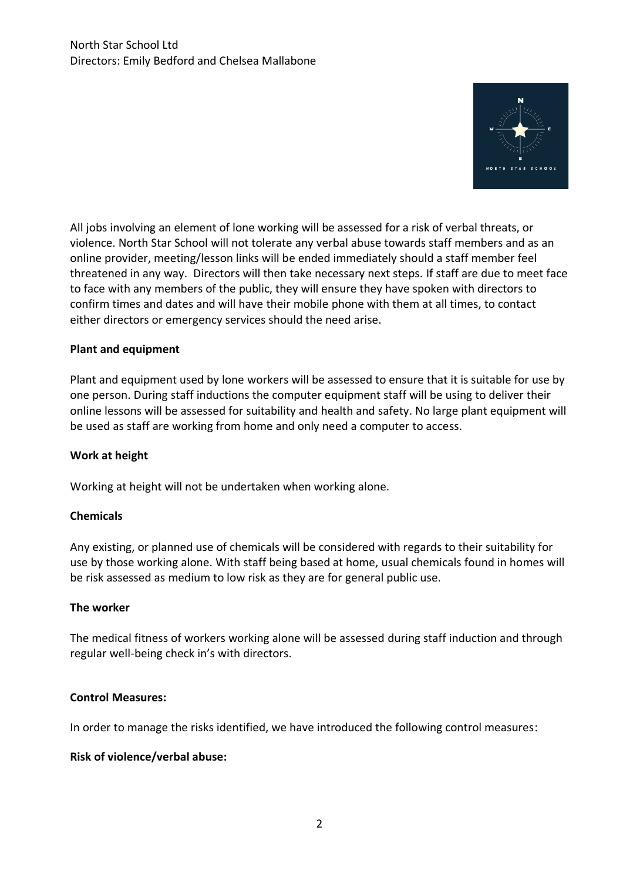All jobs involving an element of lone working will be assessed for a risk of verbal threats, or violence. North Star School will not tolerate any verbal abuse towards staff members and as an online provider, meeting/lesson links will be ended immediately should a staff member feel threatened in any way. Directors will then take necessary next steps. If staff are due to meet face to face with any members of the public, they will ensure they have spoken with directors to confirm times and dates and will have their mobile phone with them at all times, to contact either directors or emergency services should the need arise.

**Plant and equipment**

Plant and equipment used by lone workers will be assessed to ensure that it is suitable for use by one person. During staff inductions the computer equipment staff will be using to deliver their online lessons will be assessed for suitability and health and safety. No large plant equipment will be used as staff are working from home and only need a computer to access.

**Work at height**

Working at height will not be undertaken when working alone.

**Chemicals**

Any existing, or planned use of chemicals will be considered with regards to their suitability for use by those working alone. With staff being based at home, usual chemicals found in homes will be risk assessed as medium to low risk as they are for general public use.

**The worker**

The medical fitness of workers working alone will be assessed during staff induction and through regular well-being check in's with directors.

**Control Measures:**

In order to manage the risks identified, we have introduced the following control measures:

**Risk of violence/verbal abuse:**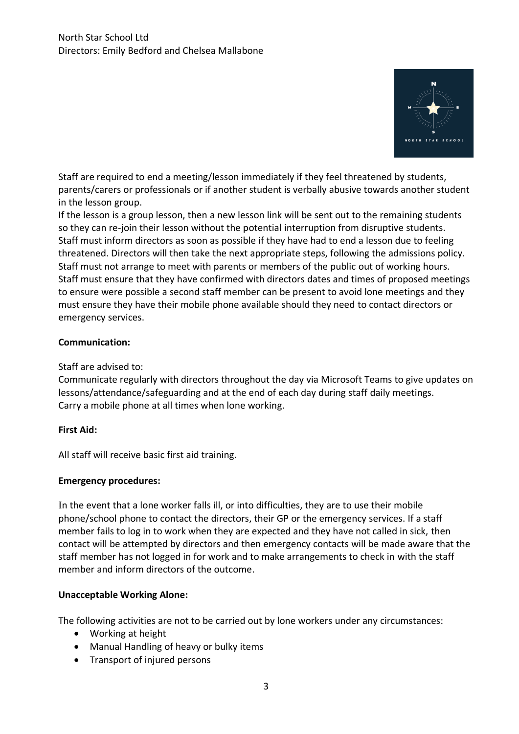Staff are required to end a meeting/lesson immediately if they feel threatened by students, parents/carers or professionals or if another student is verbally abusive towards another student in the lesson group.

If the lesson is a group lesson, then a new lesson link will be sent out to the remaining students so they can re-join their lesson without the potential interruption from disruptive students.

Staff must inform directors as soon as possible if they have had to end a lesson due to feeling threatened. Directors will then take the next appropriate steps, following the admissions policy.

Staff must not arrange to meet with parents or members of the public out of working hours.

Staff must ensure that they have confirmed with directors dates and times of proposed meetings to ensure were possible a second staff member can be present to avoid lone meetings and they must ensure they have their mobile phone available should they need to contact directors or emergency services.

**Communication:**

Staff are advised to:

Communicate regularly with directors throughout the day via Microsoft Teams to give updates on lessons/attendance/safeguarding and at the end of each day during staff daily meetings.

Carry a mobile phone at all times when lone working.

**First Aid:**

All staff will receive basic first aid training.

**Emergency procedures:**

In the event that a lone worker falls ill, or into difficulties, they are to use their mobile phone/school phone to contact the directors, their GP or the emergency services. If a staff member fails to log in to work when they are expected and they have not called in sick, then contact will be attempted by directors and then emergency contacts will be made aware that the staff member has not logged in for work and to make arrangements to check in with the staff member and inform directors of the outcome.

**Unacceptable Working Alone:**

The following activities are not to be carried out by lone workers under any circumstances:

- Working at height
- Manual Handling of heavy or bulky items
- Transport of injured persons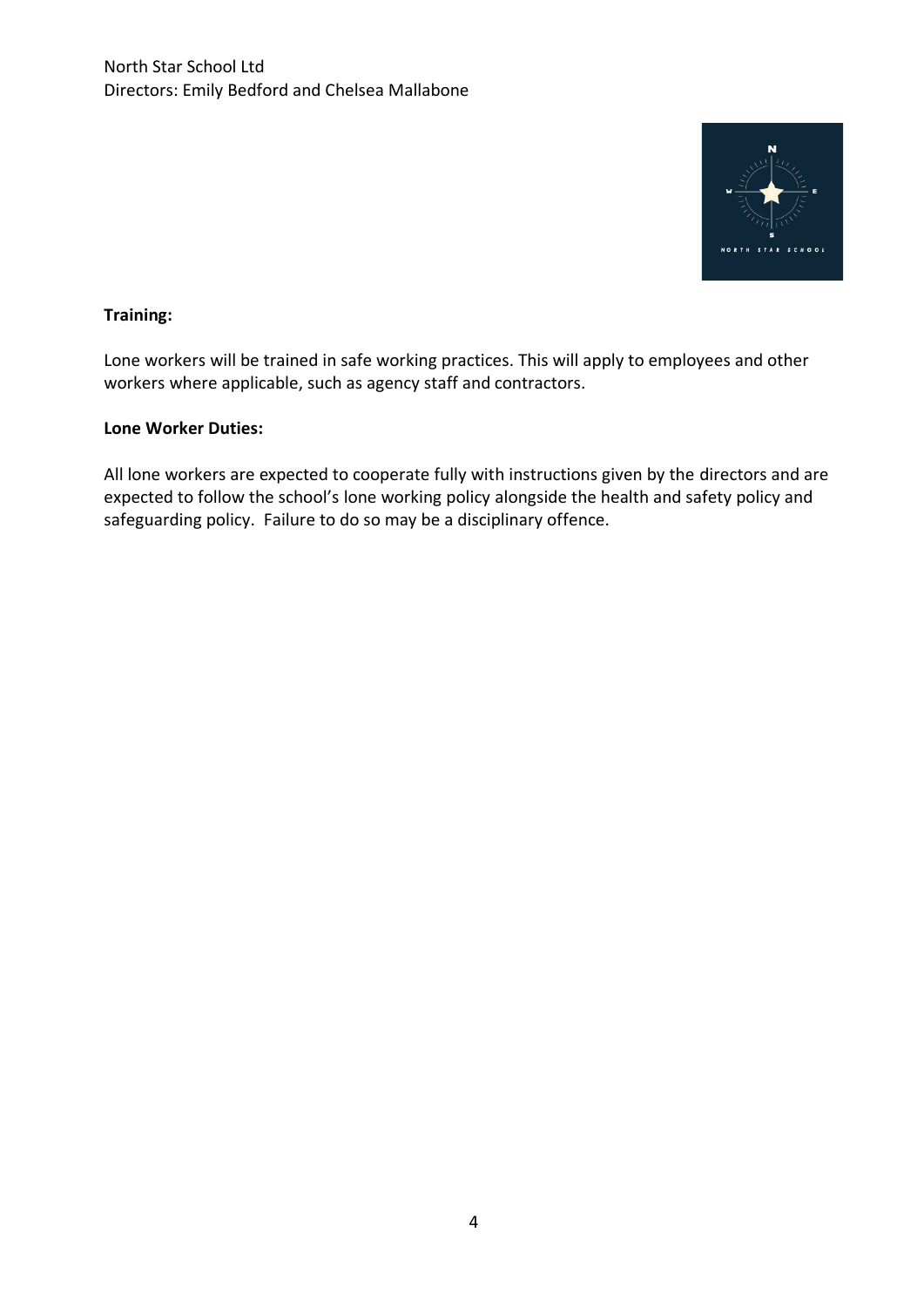**Training:**

Lone workers will be trained in safe working practices. This will apply to employees and other workers where applicable, such as agency staff and contractors.

**Lone Worker Duties:**

All lone workers are expected to cooperate fully with instructions given by the directors and are expected to follow the school's lone working policy alongside the health and safety policy and safeguarding policy. Failure to do so may be a disciplinary offence.